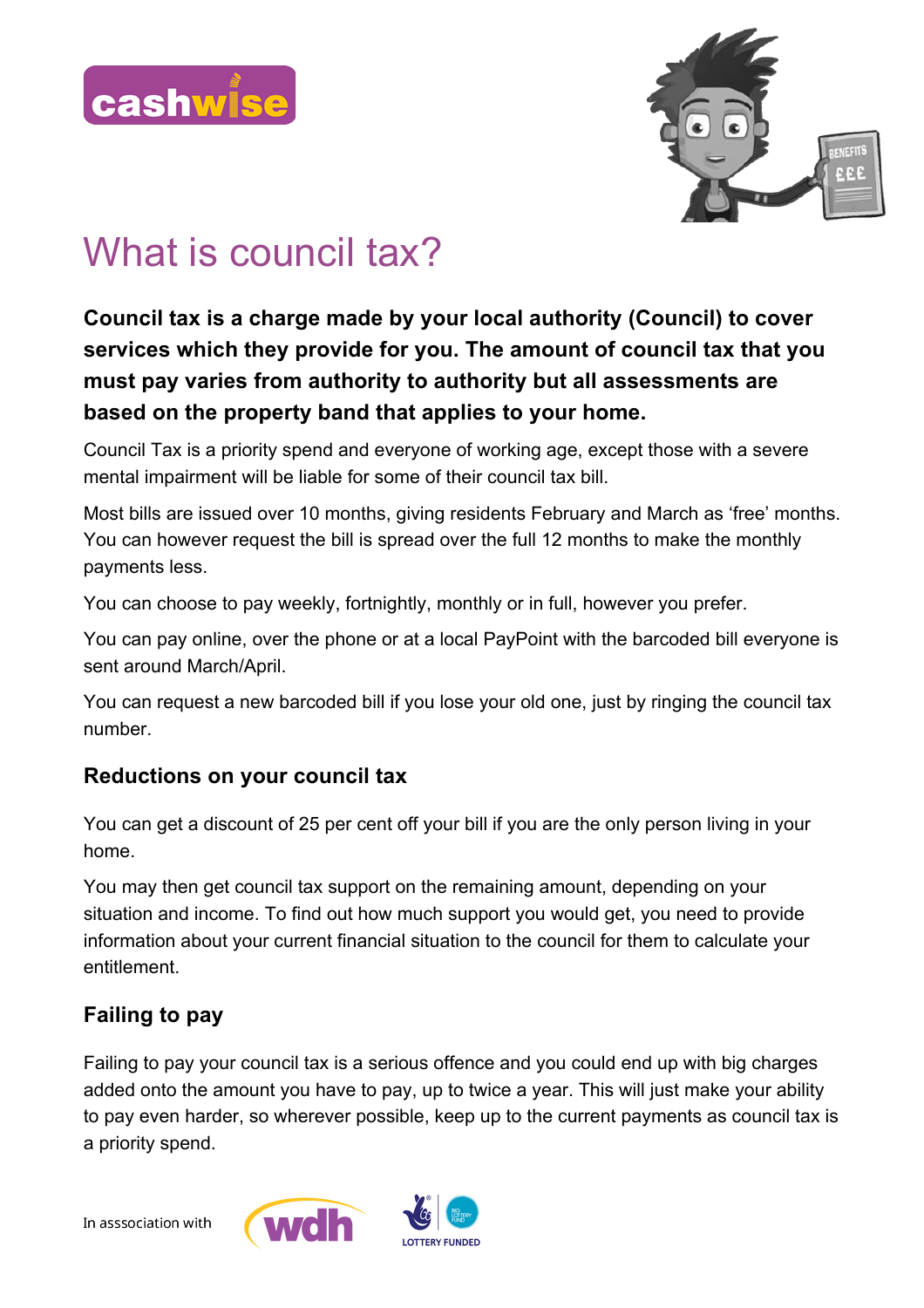# What is council tax?

**Council tax is a charge made by your local authority (Council) to cover services which they provide for you. The amount of council tax that you must pay varies from authority to authority but all assessments are based on the property band that applies to your home.**

Council Tax is a priority spend and everyone of working age, except those with a severe mental impairment will be liable for some of their council tax bill.

Most bills are issued over 10 months, giving residents February and March as 'free' months. You can however request the bill is spread over the full 12 months to make the monthly payments less.

You can choose to pay weekly, fortnightly, monthly or in full, however you prefer.

You can pay online, over the phone or at a local PayPoint with the barcoded bill everyone is sent around March/April.

You can request a new barcoded bill if you lose your old one, just by ringing the council tax number.

## Reductions on your council tax

You can get a discount of 25 per cent off your bill if you are the only person living in your home.

You may then get council tax support on the remaining amount, depending on your situation and income. To find out how much support you would get, you need to provide information about your current financial situation to the council for them to calculate your entitlement.

## Failing to pay

Failing to pay your council tax is a serious offence and you could end up with big charges added onto the amount you have to pay, up to twice a year. This will just make your ability to pay even harder, so wherever possible, keep up to the current payments as council tax is a priority spend.

In asssociation with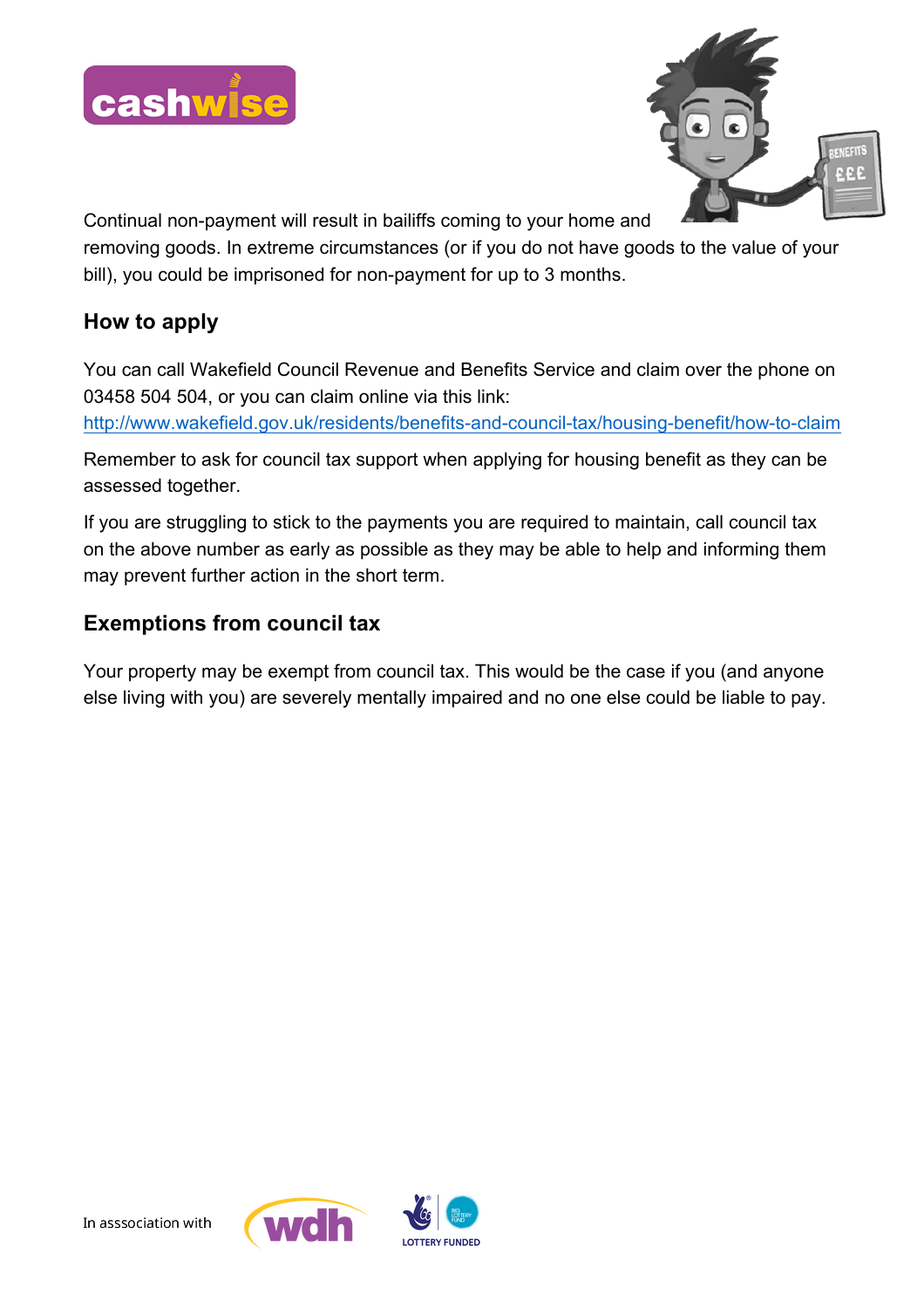Continual non-payment will result in bailiffs coming to your home and removing goods. In extreme circumstances (or if you do not have goods to the value of your bill), you could be imprisoned for non-payment for up to 3 months.

## How to apply

You can call Wakefield Council Revenue and Benefits Service and claim over the phone on 03458 504 504, or you can claim online via this link: http://www.wakefield.gov.uk/residents/benefits-and-council-tax/housing-benefit/how-to-claim

Remember to ask for council tax support when applying for housing benefit as they can be assessed together.

If you are struggling to stick to the payments you are required to maintain, call council tax on the above number as early as possible as they may be able to help and informing them may prevent further action in the short term.

## Exemptions from council tax

Your property may be exempt from council tax. This would be the case if you (and anyone else living with you) are severely mentally impaired and no one else could be liable to pay.